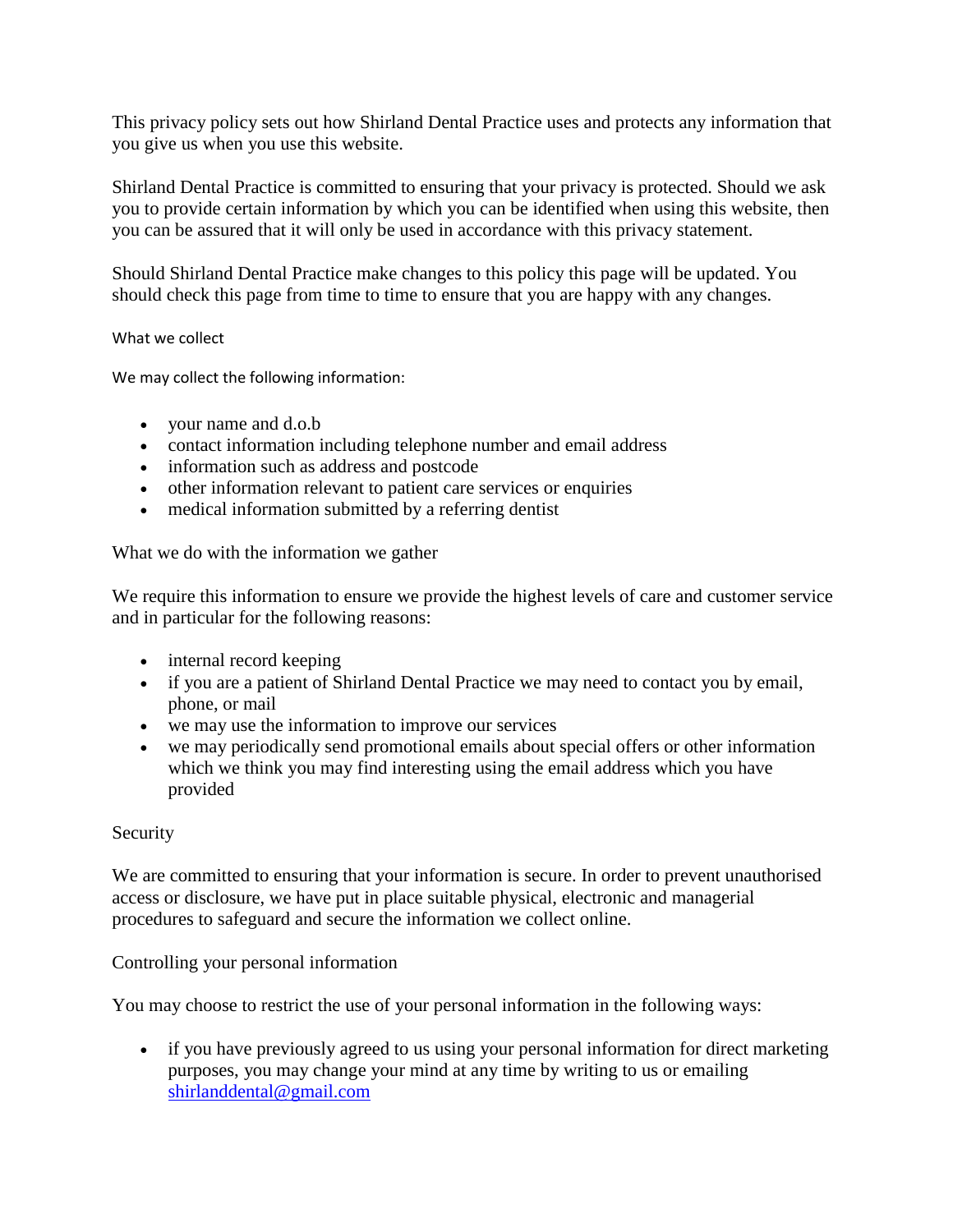This privacy policy sets out how Shirland Dental Practice uses and protects any information that you give us when you use this website.

Shirland Dental Practice is committed to ensuring that your privacy is protected. Should we ask you to provide certain information by which you can be identified when using this website, then you can be assured that it will only be used in accordance with this privacy statement.

Should Shirland Dental Practice make changes to this policy this page will be updated. You should check this page from time to time to ensure that you are happy with any changes.

## What we collect

We may collect the following information:

- your name and d.o.b
- contact information including telephone number and email address
- information such as address and postcode
- other information relevant to patient care services or enquiries
- medical information submitted by a referring dentist

## What we do with the information we gather

We require this information to ensure we provide the highest levels of care and customer service and in particular for the following reasons:

- internal record keeping
- if you are a patient of Shirland Dental Practice we may need to contact you by email, phone, or mail
- we may use the information to improve our services
- we may periodically send promotional emails about special offers or other information which we think you may find interesting using the email address which you have provided

## Security

We are committed to ensuring that your information is secure. In order to prevent unauthorised access or disclosure, we have put in place suitable physical, electronic and managerial procedures to safeguard and secure the information we collect online.

## Controlling your personal information

You may choose to restrict the use of your personal information in the following ways:

- if you have previously agreed to us using your personal information for direct marketing purposes, you may change your mind at any time by writing to us or emailing shirlanddental@gmail.com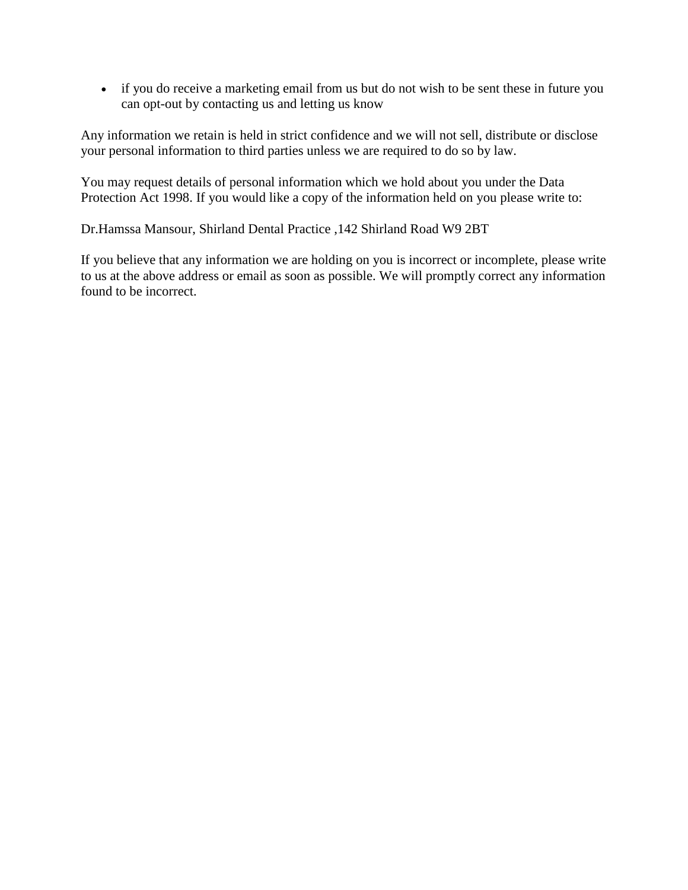- if you do receive a marketing email from us but do not wish to be sent these in future you can opt-out by contacting us and letting us know

Any information we retain is held in strict confidence and we will not sell, distribute or disclose your personal information to third parties unless we are required to do so by law.

You may request details of personal information which we hold about you under the Data Protection Act 1998. If you would like a copy of the information held on you please write to:

Dr.Hamssa Mansour, Shirland Dental Practice ,142 Shirland Road W9 2BT

If you believe that any information we are holding on you is incorrect or incomplete, please write to us at the above address or email as soon as possible. We will promptly correct any information found to be incorrect.